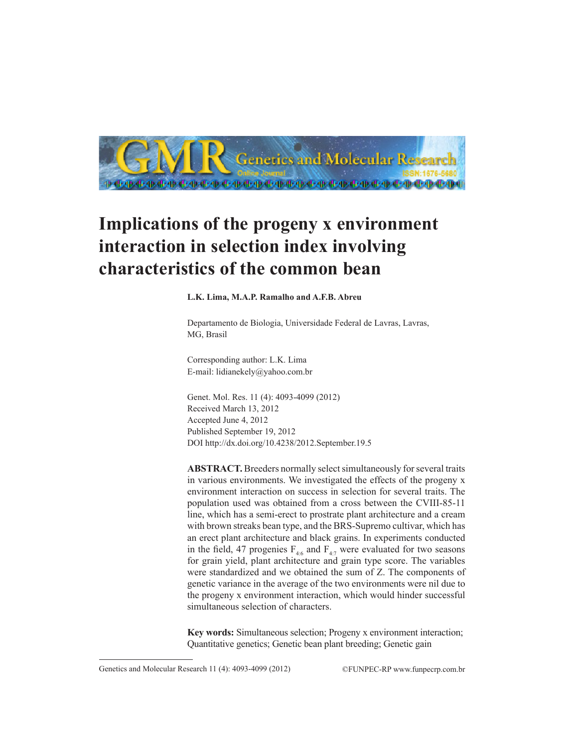# Implications of the progeny x environment interaction in selection index involving characteristics of the common bean

**L.K. Lima, M.A.P. Ramalho and A.F.B. Abreu**

Departamento de Biologia, Universidade Federal de Lavras, Lavras, MG, Brasil

Corresponding author: L.K. Lima
E-mail: lidianekely@yahoo.com.br

Genet. Mol. Res. 11 (4): 4093-4099 (2012)
Received March 13, 2012
Accepted June 4, 2012
Published September 19, 2012
DOI http://dx.doi.org/10.4238/2012.September.19.5

**ABSTRACT.** Breeders normally select simultaneously for several traits in various environments. We investigated the effects of the progeny x environment interaction on success in selection for several traits. The population used was obtained from a cross between the CVIII-85-11 line, which has a semi-erect to prostrate plant architecture and a cream with brown streaks bean type, and the BRS-Supremo cultivar, which has an erect plant architecture and black grains. In experiments conducted in the field, 47 progenies $F_{4:6}$ and $F_{4:7}$ were evaluated for two seasons for grain yield, plant architecture and grain type score. The variables were standardized and we obtained the sum of Z. The components of genetic variance in the average of the two environments were nil due to the progeny x environment interaction, which would hinder successful simultaneous selection of characters.

**Key words:** Simultaneous selection; Progeny x environment interaction; Quantitative genetics; Genetic bean plant breeding; Genetic gain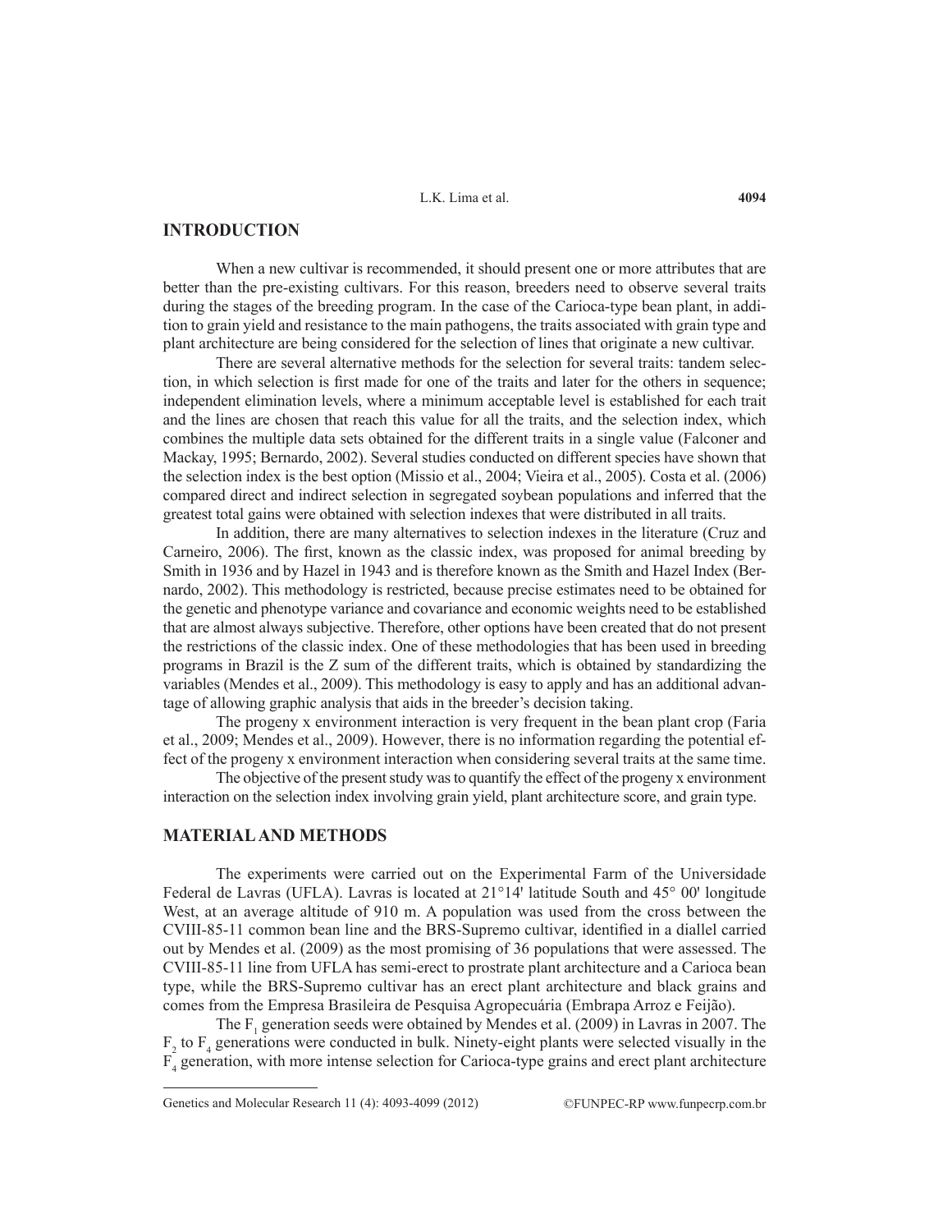## INTRODUCTION

When a new cultivar is recommended, it should present one or more attributes that are better than the pre-existing cultivars. For this reason, breeders need to observe several traits during the stages of the breeding program. In the case of the Carioca-type bean plant, in addition to grain yield and resistance to the main pathogens, the traits associated with grain type and plant architecture are being considered for the selection of lines that originate a new cultivar.

There are several alternative methods for the selection for several traits: tandem selection, in which selection is first made for one of the traits and later for the others in sequence; independent elimination levels, where a minimum acceptable level is established for each trait and the lines are chosen that reach this value for all the traits, and the selection index, which combines the multiple data sets obtained for the different traits in a single value (Falconer and Mackay, 1995; Bernardo, 2002). Several studies conducted on different species have shown that the selection index is the best option (Missio et al., 2004; Vieira et al., 2005). Costa et al. (2006) compared direct and indirect selection in segregated soybean populations and inferred that the greatest total gains were obtained with selection indexes that were distributed in all traits.

In addition, there are many alternatives to selection indexes in the literature (Cruz and Carneiro, 2006). The first, known as the classic index, was proposed for animal breeding by Smith in 1936 and by Hazel in 1943 and is therefore known as the Smith and Hazel Index (Bernardo, 2002). This methodology is restricted, because precise estimates need to be obtained for the genetic and phenotype variance and covariance and economic weights need to be established that are almost always subjective. Therefore, other options have been created that do not present the restrictions of the classic index. One of these methodologies that has been used in breeding programs in Brazil is the Z sum of the different traits, which is obtained by standardizing the variables (Mendes et al., 2009). This methodology is easy to apply and has an additional advantage of allowing graphic analysis that aids in the breeder's decision taking.

The progeny x environment interaction is very frequent in the bean plant crop (Faria et al., 2009; Mendes et al., 2009). However, there is no information regarding the potential effect of the progeny x environment interaction when considering several traits at the same time.

The objective of the present study was to quantify the effect of the progeny x environment interaction on the selection index involving grain yield, plant architecture score, and grain type.

## MATERIAL AND METHODS

The experiments were carried out on the Experimental Farm of the Universidade Federal de Lavras (UFLA). Lavras is located at 21°14' latitude South and 45° 00' longitude West, at an average altitude of 910 m. A population was used from the cross between the CVIII-85-11 common bean line and the BRS-Supremo cultivar, identified in a diallel carried out by Mendes et al. (2009) as the most promising of 36 populations that were assessed. The CVIII-85-11 line from UFLA has semi-erect to prostrate plant architecture and a Carioca bean type, while the BRS-Supremo cultivar has an erect plant architecture and black grains and comes from the Empresa Brasileira de Pesquisa Agropecuária (Embrapa Arroz e Feijão).

The $F_1$ generation seeds were obtained by Mendes et al. (2009) in Lavras in 2007. The $F_2$ to $F_4$ generations were conducted in bulk. Ninety-eight plants were selected visually in the $F_4$ generation, with more intense selection for Carioca-type grains and erect plant architecture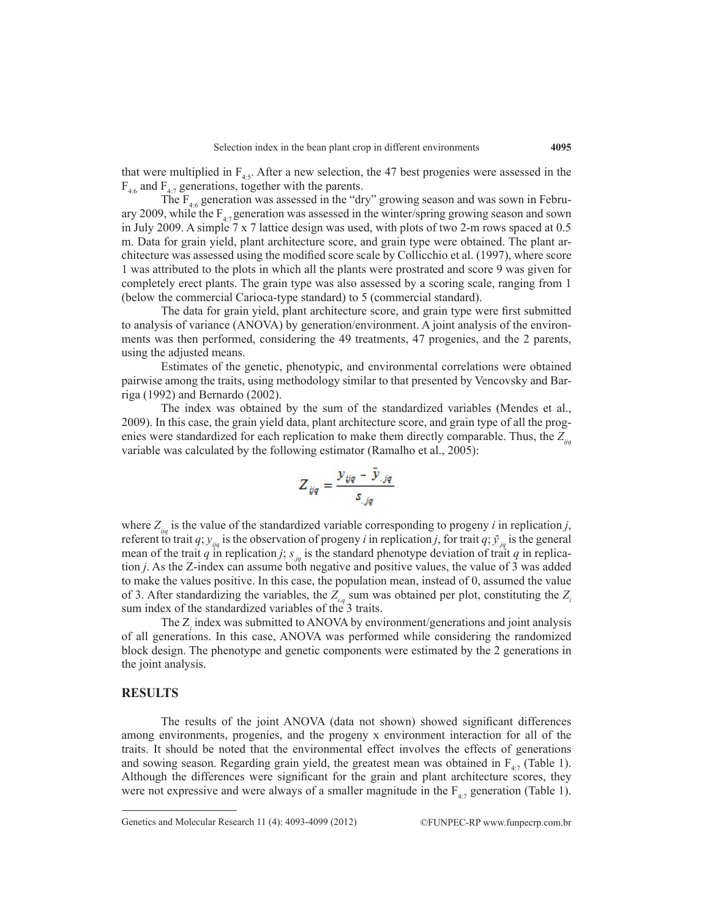that were multiplied in $F_{4:5}$. After a new selection, the 47 best progenies were assessed in the $F_{4:6}$ and $F_{4:7}$ generations, together with the parents.

The $F_{4:6}$ generation was assessed in the "dry" growing season and was sown in February 2009, while the $F_{4:7}$ generation was assessed in the winter/spring growing season and sown in July 2009. A simple 7 x 7 lattice design was used, with plots of two 2-m rows spaced at 0.5 m. Data for grain yield, plant architecture score, and grain type were obtained. The plant architecture was assessed using the modified score scale by Collicchio et al. (1997), where score 1 was attributed to the plots in which all the plants were prostrated and score 9 was given for completely erect plants. The grain type was also assessed by a scoring scale, ranging from 1 (below the commercial Carioca-type standard) to 5 (commercial standard).

The data for grain yield, plant architecture score, and grain type were first submitted to analysis of variance (ANOVA) by generation/environment. A joint analysis of the environments was then performed, considering the 49 treatments, 47 progenies, and the 2 parents, using the adjusted means.

Estimates of the genetic, phenotypic, and environmental correlations were obtained pairwise among the traits, using methodology similar to that presented by Vencovsky and Barriga (1992) and Bernardo (2002).

The index was obtained by the sum of the standardized variables (Mendes et al., 2009). In this case, the grain yield data, plant architecture score, and grain type of all the progenies were standardized for each replication to make them directly comparable. Thus, the $Z_{ijq}$ variable was calculated by the following estimator (Ramalho et al., 2005):

$$Z_{ijq} = \frac{y_{ijq} - \bar{y}_{.jq}}{s_{.jq}}$$

where $Z_{ijq}$ is the value of the standardized variable corresponding to progeny $i$ in replication $j$, referent to trait $q$; $y_{ijq}$ is the observation of progeny $i$ in replication $j$, for trait $q$; $\bar{y}_{.jq}$ is the general mean of the trait $q$ in replication $j$; $s_{.jq}$ is the standard phenotype deviation of trait $q$ in replication $j$. As the Z-index can assume both negative and positive values, the value of 3 was added to make the values positive. In this case, the population mean, instead of 0, assumed the value of 3. After standardizing the variables, the $Z_{i.q}$ sum was obtained per plot, constituting the $Z_i$ sum index of the standardized variables of the 3 traits.

The $Z_i$ index was submitted to ANOVA by environment/generations and joint analysis of all generations. In this case, ANOVA was performed while considering the randomized block design. The phenotype and genetic components were estimated by the 2 generations in the joint analysis.

## RESULTS

The results of the joint ANOVA (data not shown) showed significant differences among environments, progenies, and the progeny x environment interaction for all of the traits. It should be noted that the environmental effect involves the effects of generations and sowing season. Regarding grain yield, the greatest mean was obtained in $F_{4:7}$ (Table 1). Although the differences were significant for the grain and plant architecture scores, they were not expressive and were always of a smaller magnitude in the $F_{4:7}$ generation (Table 1).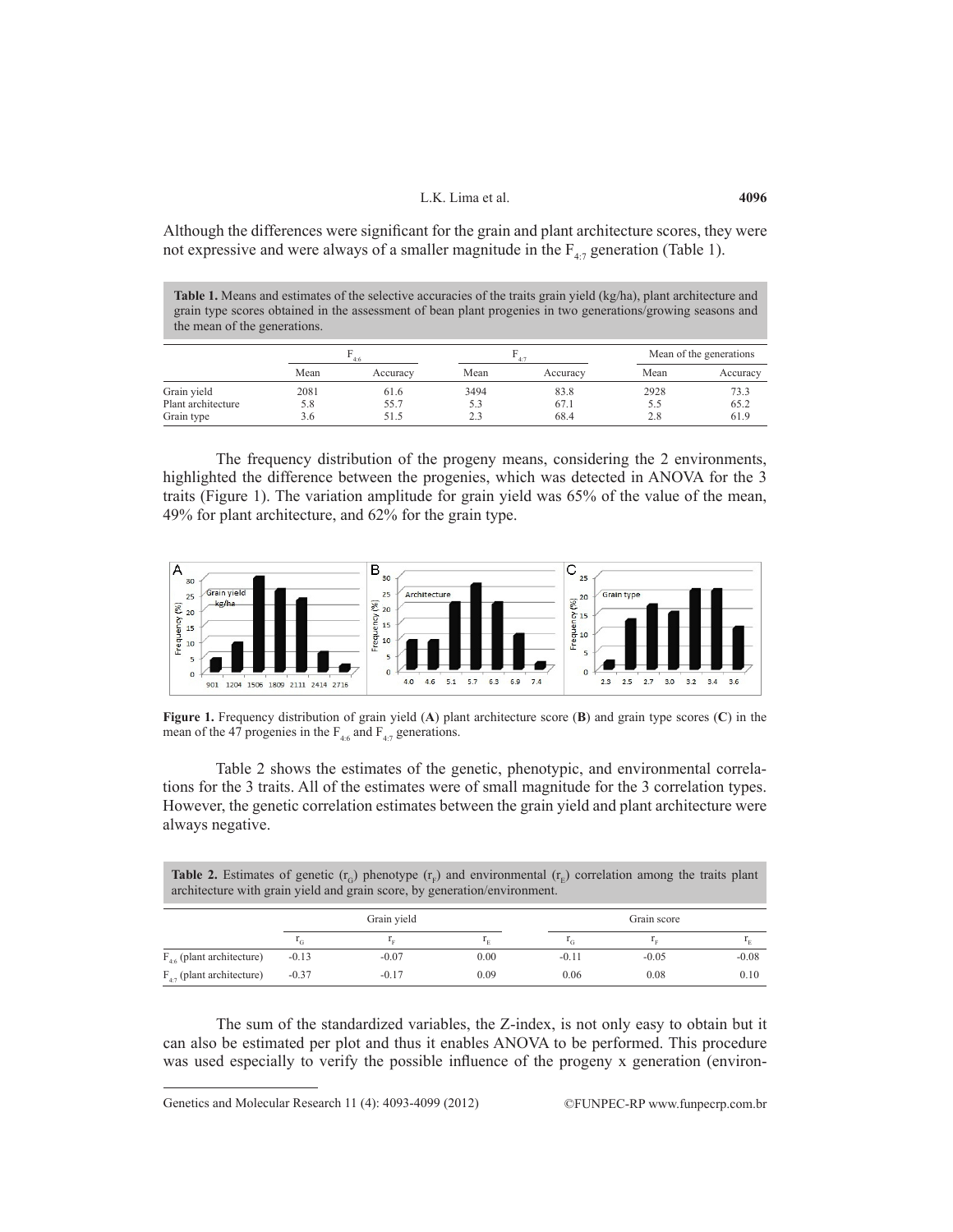Although the differences were significant for the grain and plant architecture scores, they were not expressive and were always of a smaller magnitude in the $F_{4:7}$ generation (Table 1).

**Table 1.** Means and estimates of the selective accuracies of the traits grain yield (kg/ha), plant architecture and grain type scores obtained in the assessment of bean plant progenies in two generations/growing seasons and the mean of the generations.

| | $F_{4:6}$ | | $F_{4:7}$ | | Mean of the generations | |
|---|---|---|---|---|---|---|
| | Mean | Accuracy | Mean | Accuracy | Mean | Accuracy |
| Grain yield | 2081 | 61.6 | 3494 | 83.8 | 2928 | 73.3 |
| Plant architecture | 5.8 | 55.7 | 5.3 | 67.1 | 5.5 | 65.2 |
| Grain type | 3.6 | 51.5 | 2.3 | 68.4 | 2.8 | 61.9 |

The frequency distribution of the progeny means, considering the 2 environments, highlighted the difference between the progenies, which was detected in ANOVA for the 3 traits (Figure 1). The variation amplitude for grain yield was 65% of the value of the mean, 49% for plant architecture, and 62% for the grain type.

**Figure 1.** Frequency distribution of grain yield (**A**) plant architecture score (**B**) and grain type scores (**C**) in the mean of the 47 progenies in the $F_{4:6}$ and $F_{4:7}$ generations.

Table 2 shows the estimates of the genetic, phenotypic, and environmental correlations for the 3 traits. All of the estimates were of small magnitude for the 3 correlation types. However, the genetic correlation estimates between the grain yield and plant architecture were always negative.

**Table 2.** Estimates of genetic ($r_G$) phenotype ($r_F$) and environmental ($r_E$) correlation among the traits plant architecture with grain yield and grain score, by generation/environment.

| | Grain yield | | | Grain score | | |
|---|---|---|---|---|---|---|
| | $r_G$ | $r_F$ | $r_E$ | $r_G$ | $r_F$ | $r_E$ |
| $F_{4:6}$ (plant architecture) | -0.13 | -0.07 | 0.00 | -0.11 | -0.05 | -0.08 |
| $F_{4:7}$ (plant architecture) | -0.37 | -0.17 | 0.09 | 0.06 | 0.08 | 0.10 |

The sum of the standardized variables, the Z-index, is not only easy to obtain but it can also be estimated per plot and thus it enables ANOVA to be performed. This procedure was used especially to verify the possible influence of the progeny x generation (environ-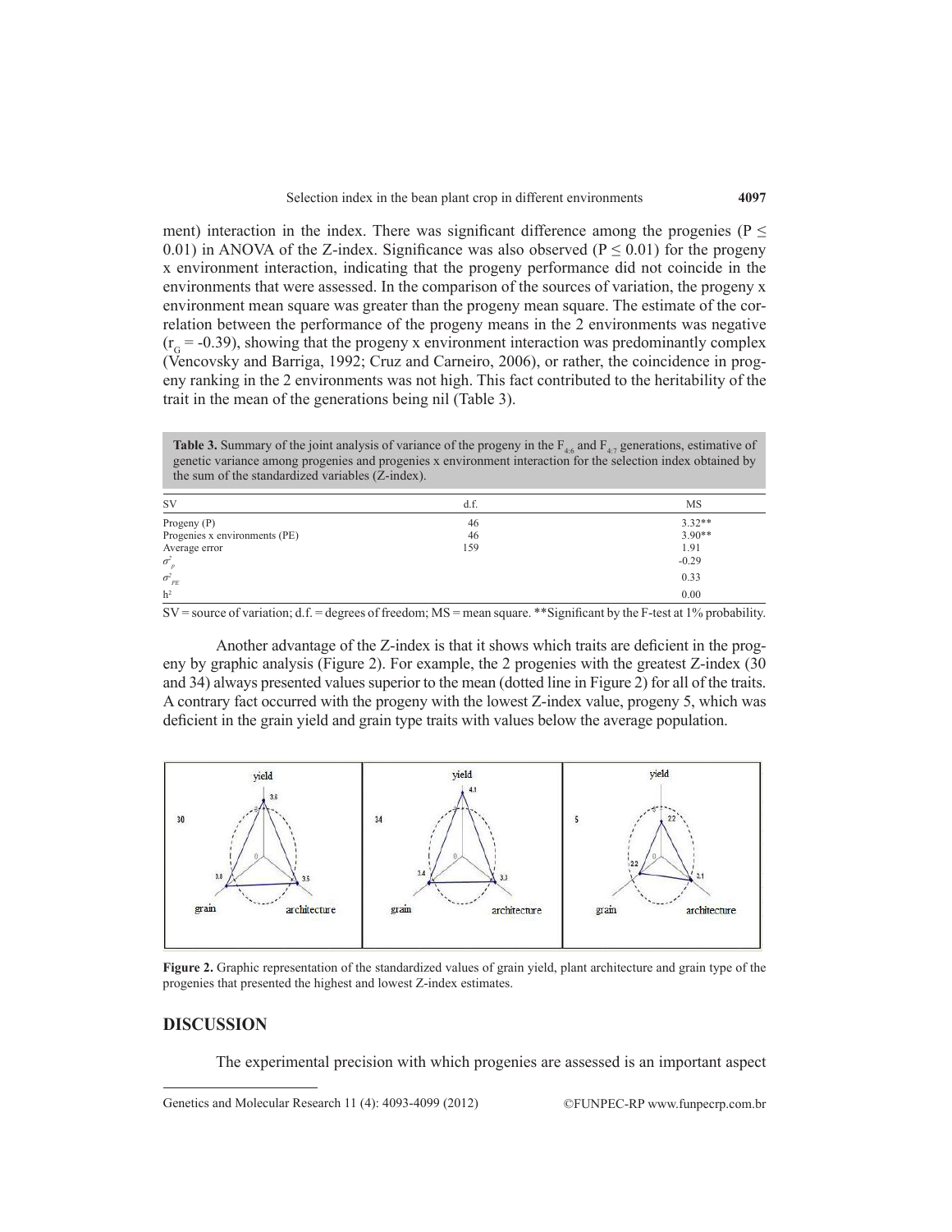ment) interaction in the index. There was significant difference among the progenies ($P \leq 0.01$) in ANOVA of the Z-index. Significance was also observed ($P \leq 0.01$) for the progeny x environment interaction, indicating that the progeny performance did not coincide in the environments that were assessed. In the comparison of the sources of variation, the progeny x environment mean square was greater than the progeny mean square. The estimate of the correlation between the performance of the progeny means in the 2 environments was negative ($r_G = -0.39$), showing that the progeny x environment interaction was predominantly complex (Vencovsky and Barriga, 1992; Cruz and Carneiro, 2006), or rather, the coincidence in progeny ranking in the 2 environments was not high. This fact contributed to the heritability of the trait in the mean of the generations being nil (Table 3).

**Table 3.** Summary of the joint analysis of variance of the progeny in the $F_{4:6}$ and $F_{4:7}$ generations, estimative of genetic variance among progenies and progenies x environment interaction for the selection index obtained by the sum of the standardized variables (Z-index).

| SV | d.f. | MS |
|---|---|---|
| Progeny (P) | 46 | 3.32** |
| Progenies x environments (PE) | 46 | 3.90** |
| Average error | 159 | 1.91 |
| $\sigma^2_P$ | | -0.29 |
| $\sigma^2_{PE}$ | | 0.33 |
| $h^2$ | | 0.00 |

SV = source of variation; d.f. = degrees of freedom; MS = mean square. **Significant by the F-test at 1% probability.

Another advantage of the Z-index is that it shows which traits are deficient in the progeny by graphic analysis (Figure 2). For example, the 2 progenies with the greatest Z-index (30 and 34) always presented values superior to the mean (dotted line in Figure 2) for all of the traits. A contrary fact occurred with the progeny with the lowest Z-index value, progeny 5, which was deficient in the grain yield and grain type traits with values below the average population.

**Figure 2.** Graphic representation of the standardized values of grain yield, plant architecture and grain type of the progenies that presented the highest and lowest Z-index estimates.

## DISCUSSION

The experimental precision with which progenies are assessed is an important aspect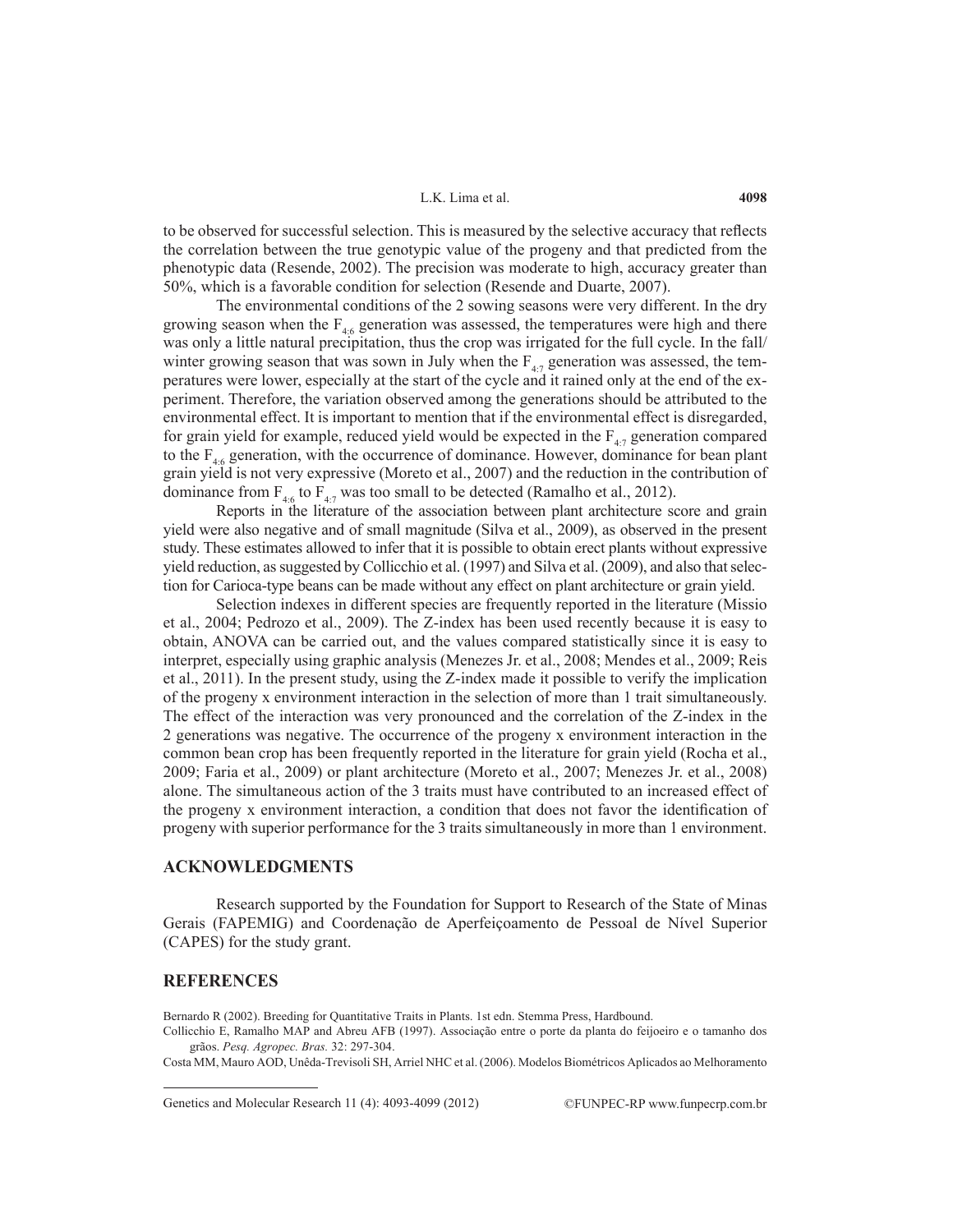to be observed for successful selection. This is measured by the selective accuracy that reflects the correlation between the true genotypic value of the progeny and that predicted from the phenotypic data (Resende, 2002). The precision was moderate to high, accuracy greater than 50%, which is a favorable condition for selection (Resende and Duarte, 2007).

The environmental conditions of the 2 sowing seasons were very different. In the dry growing season when the $F_{4:6}$ generation was assessed, the temperatures were high and there was only a little natural precipitation, thus the crop was irrigated for the full cycle. In the fall/winter growing season that was sown in July when the $F_{4:7}$ generation was assessed, the temperatures were lower, especially at the start of the cycle and it rained only at the end of the experiment. Therefore, the variation observed among the generations should be attributed to the environmental effect. It is important to mention that if the environmental effect is disregarded, for grain yield for example, reduced yield would be expected in the $F_{4:7}$ generation compared to the $F_{4:6}$ generation, with the occurrence of dominance. However, dominance for bean plant grain yield is not very expressive (Moreto et al., 2007) and the reduction in the contribution of dominance from $F_{4:6}$ to $F_{4:7}$ was too small to be detected (Ramalho et al., 2012).

Reports in the literature of the association between plant architecture score and grain yield were also negative and of small magnitude (Silva et al., 2009), as observed in the present study. These estimates allowed to infer that it is possible to obtain erect plants without expressive yield reduction, as suggested by Collicchio et al. (1997) and Silva et al. (2009), and also that selection for Carioca-type beans can be made without any effect on plant architecture or grain yield.

Selection indexes in different species are frequently reported in the literature (Missio et al., 2004; Pedrozo et al., 2009). The Z-index has been used recently because it is easy to obtain, ANOVA can be carried out, and the values compared statistically since it is easy to interpret, especially using graphic analysis (Menezes Jr. et al., 2008; Mendes et al., 2009; Reis et al., 2011). In the present study, using the Z-index made it possible to verify the implication of the progeny x environment interaction in the selection of more than 1 trait simultaneously. The effect of the interaction was very pronounced and the correlation of the Z-index in the 2 generations was negative. The occurrence of the progeny x environment interaction in the common bean crop has been frequently reported in the literature for grain yield (Rocha et al., 2009; Faria et al., 2009) or plant architecture (Moreto et al., 2007; Menezes Jr. et al., 2008) alone. The simultaneous action of the 3 traits must have contributed to an increased effect of the progeny x environment interaction, a condition that does not favor the identification of progeny with superior performance for the 3 traits simultaneously in more than 1 environment.

## ACKNOWLEDGMENTS

Research supported by the Foundation for Support to Research of the State of Minas Gerais (FAPEMIG) and Coordenação de Aperfeiçoamento de Pessoal de Nível Superior (CAPES) for the study grant.

## REFERENCES

Bernardo R (2002). Breeding for Quantitative Traits in Plants. 1st edn. Stemma Press, Hardbound.

Collicchio E, Ramalho MAP and Abreu AFB (1997). Associação entre o porte da planta do feijoeiro e o tamanho dos grãos. *Pesq. Agropec. Bras.* 32: 297-304.

Costa MM, Mauro AOD, Unêda-Trevisoli SH, Arriel NHC et al. (2006). Modelos Biométricos Aplicados ao Melhoramento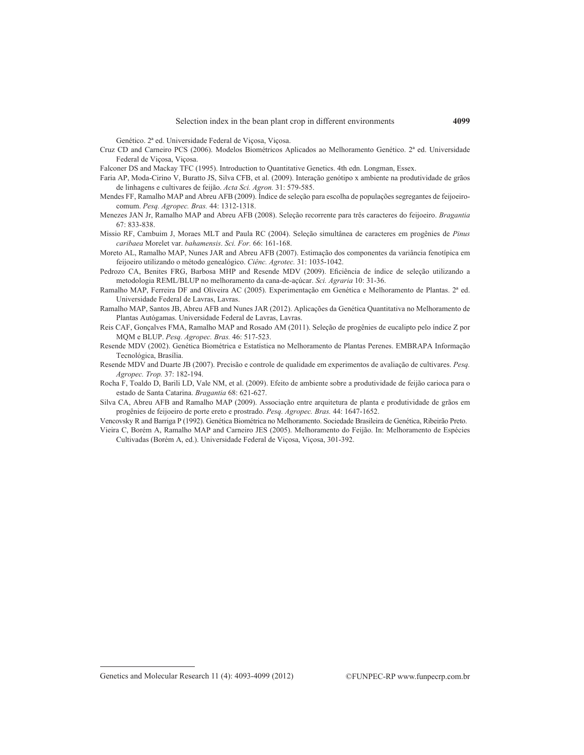Genético. 2ª ed. Universidade Federal de Viçosa, Viçosa.

Cruz CD and Carneiro PCS (2006). Modelos Biométricos Aplicados ao Melhoramento Genético. 2ª ed. Universidade Federal de Viçosa, Viçosa.

Falconer DS and Mackay TFC (1995). Introduction to Quantitative Genetics. 4th edn. Longman, Essex.

Faria AP, Moda-Cirino V, Buratto JS, Silva CFB, et al. (2009). Interação genótipo x ambiente na produtividade de grãos de linhagens e cultivares de feijão. *Acta Sci. Agron.* 31: 579-585.

Mendes FF, Ramalho MAP and Abreu AFB (2009). Índice de seleção para escolha de populações segregantes de feijoeiro-comum. *Pesq. Agropec. Bras.* 44: 1312-1318.

Menezes JAN Jr, Ramalho MAP and Abreu AFB (2008). Seleção recorrente para três caracteres do feijoeiro. *Bragantia* 67: 833-838.

Missio RF, Cambuim J, Moraes MLT and Paula RC (2004). Seleção simultânea de caracteres em progênies de *Pinus caribaea* Morelet var. *bahamensis*. *Sci. For.* 66: 161-168.

Moreto AL, Ramalho MAP, Nunes JAR and Abreu AFB (2007). Estimação dos componentes da variância fenotípica em feijoeiro utilizando o método genealógico. *Ciênc. Agrotec.* 31: 1035-1042.

Pedrozo CA, Benites FRG, Barbosa MHP and Resende MDV (2009). Eficiência de índice de seleção utilizando a metodologia REML/BLUP no melhoramento da cana-de-açúcar. *Sci. Agraria* 10: 31-36.

Ramalho MAP, Ferreira DF and Oliveira AC (2005). Experimentação em Genética e Melhoramento de Plantas. 2ª ed. Universidade Federal de Lavras, Lavras.

Ramalho MAP, Santos JB, Abreu AFB and Nunes JAR (2012). Aplicações da Genética Quantitativa no Melhoramento de Plantas Autógamas. Universidade Federal de Lavras, Lavras.

Reis CAF, Gonçalves FMA, Ramalho MAP and Rosado AM (2011). Seleção de progênies de eucalipto pelo índice Z por MQM e BLUP. *Pesq. Agropec. Bras.* 46: 517-523.

Resende MDV (2002). Genética Biométrica e Estatística no Melhoramento de Plantas Perenes. EMBRAPA Informação Tecnológica, Brasília.

Resende MDV and Duarte JB (2007). Precisão e controle de qualidade em experimentos de avaliação de cultivares. *Pesq. Agropec. Trop.* 37: 182-194.

Rocha F, Toaldo D, Barili LD, Vale NM, et al. (2009). Efeito de ambiente sobre a produtividade de feijão carioca para o estado de Santa Catarina. *Bragantia* 68: 621-627.

Silva CA, Abreu AFB and Ramalho MAP (2009). Associação entre arquitetura de planta e produtividade de grãos em progênies de feijoeiro de porte ereto e prostrado. *Pesq. Agropec. Bras.* 44: 1647-1652.

Vencovsky R and Barriga P (1992). Genética Biométrica no Melhoramento. Sociedade Brasileira de Genética, Ribeirão Preto.

Vieira C, Borém A, Ramalho MAP and Carneiro JES (2005). Melhoramento do Feijão. In: Melhoramento de Espécies Cultivadas (Borém A, ed.). Universidade Federal de Viçosa, Viçosa, 301-392.